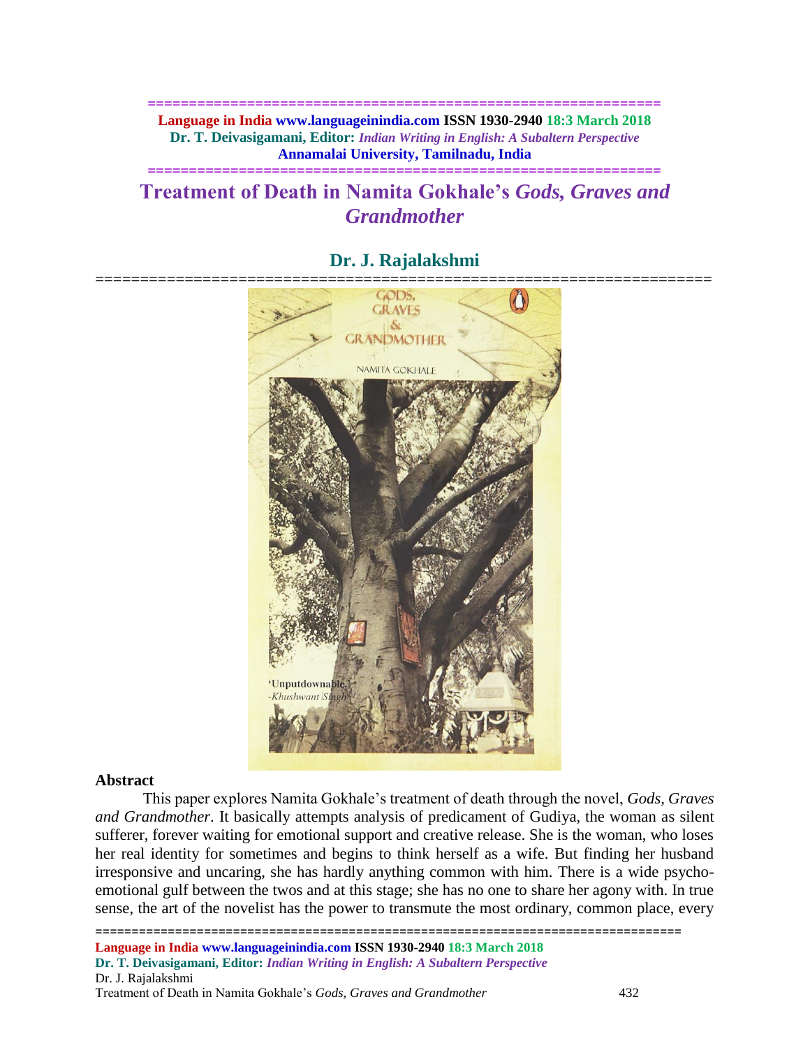# Treatment of Death in Namita Gokhale's *Gods, Graves and Grandmother*

## Dr. J. Rajalakshmi

### Abstract

This paper explores Namita Gokhale's treatment of death through the novel, *Gods, Graves and Grandmother*. It basically attempts analysis of predicament of Gudiya, the woman as silent sufferer, forever waiting for emotional support and creative release. She is the woman, who loses her real identity for sometimes and begins to think herself as a wife. But finding her husband irresponsive and uncaring, she has hardly anything common with him. There is a wide psycho-emotional gulf between the twos and at this stage; she has no one to share her agony with. In true sense, the art of the novelist has the power to transmute the most ordinary, common place, every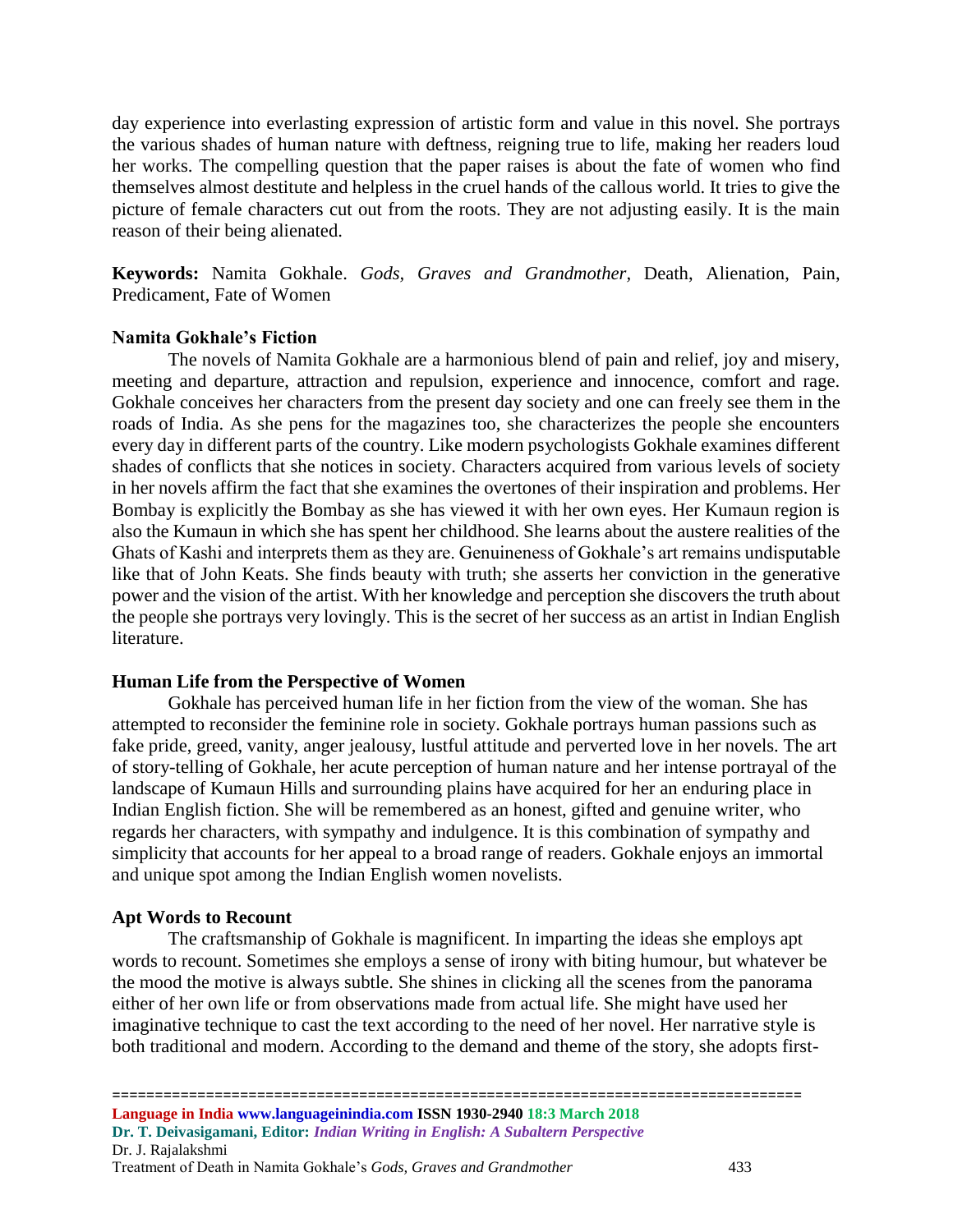day experience into everlasting expression of artistic form and value in this novel. She portrays the various shades of human nature with deftness, reigning true to life, making her readers loud her works. The compelling question that the paper raises is about the fate of women who find themselves almost destitute and helpless in the cruel hands of the callous world. It tries to give the picture of female characters cut out from the roots. They are not adjusting easily. It is the main reason of their being alienated.

**Keywords:** Namita Gokhale. *Gods, Graves and Grandmother,* Death, Alienation, Pain, Predicament, Fate of Women

### Namita Gokhale's Fiction

The novels of Namita Gokhale are a harmonious blend of pain and relief, joy and misery, meeting and departure, attraction and repulsion, experience and innocence, comfort and rage. Gokhale conceives her characters from the present day society and one can freely see them in the roads of India. As she pens for the magazines too, she characterizes the people she encounters every day in different parts of the country. Like modern psychologists Gokhale examines different shades of conflicts that she notices in society. Characters acquired from various levels of society in her novels affirm the fact that she examines the overtones of their inspiration and problems. Her Bombay is explicitly the Bombay as she has viewed it with her own eyes. Her Kumaun region is also the Kumaun in which she has spent her childhood. She learns about the austere realities of the Ghats of Kashi and interprets them as they are. Genuineness of Gokhale's art remains undisputable like that of John Keats. She finds beauty with truth; she asserts her conviction in the generative power and the vision of the artist. With her knowledge and perception she discovers the truth about the people she portrays very lovingly. This is the secret of her success as an artist in Indian English literature.

### Human Life from the Perspective of Women

Gokhale has perceived human life in her fiction from the view of the woman. She has attempted to reconsider the feminine role in society. Gokhale portrays human passions such as fake pride, greed, vanity, anger jealousy, lustful attitude and perverted love in her novels. The art of story-telling of Gokhale, her acute perception of human nature and her intense portrayal of the landscape of Kumaun Hills and surrounding plains have acquired for her an enduring place in Indian English fiction. She will be remembered as an honest, gifted and genuine writer, who regards her characters, with sympathy and indulgence. It is this combination of sympathy and simplicity that accounts for her appeal to a broad range of readers. Gokhale enjoys an immortal and unique spot among the Indian English women novelists.

### Apt Words to Recount

The craftsmanship of Gokhale is magnificent. In imparting the ideas she employs apt words to recount. Sometimes she employs a sense of irony with biting humour, but whatever be the mood the motive is always subtle. She shines in clicking all the scenes from the panorama either of her own life or from observations made from actual life. She might have used her imaginative technique to cast the text according to the need of her novel. Her narrative style is both traditional and modern. According to the demand and theme of the story, she adopts first-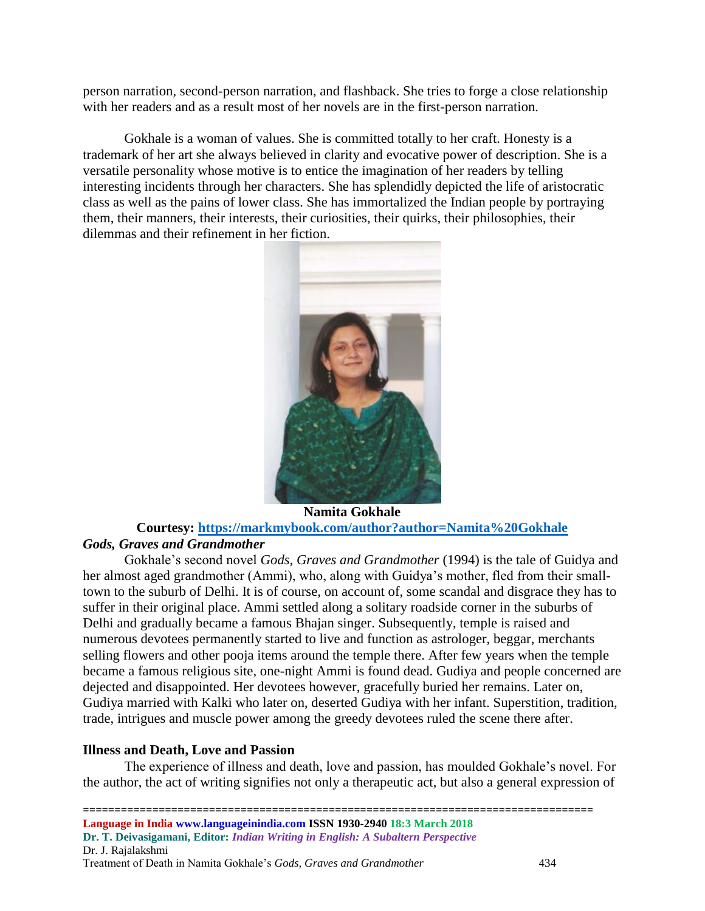person narration, second-person narration, and flashback. She tries to forge a close relationship with her readers and as a result most of her novels are in the first-person narration.

Gokhale is a woman of values. She is committed totally to her craft. Honesty is a trademark of her art she always believed in clarity and evocative power of description. She is a versatile personality whose motive is to entice the imagination of her readers by telling interesting incidents through her characters. She has splendidly depicted the life of aristocratic class as well as the pains of lower class. She has immortalized the Indian people by portraying them, their manners, their interests, their curiosities, their quirks, their philosophies, their dilemmas and their refinement in her fiction.

**Namita Gokhale**

**Courtesy: [https://markmybook.com/author?author=Namita%20Gokhale](https://markmybook.com/author?author=Namita%20Gokhale)**

### *Gods, Graves and Grandmother*

Gokhale's second novel *Gods, Graves and Grandmother* (1994) is the tale of Guidya and her almost aged grandmother (Ammi), who, along with Guidya's mother, fled from their small-town to the suburb of Delhi. It is of course, on account of, some scandal and disgrace they has to suffer in their original place. Ammi settled along a solitary roadside corner in the suburbs of Delhi and gradually became a famous Bhajan singer. Subsequently, temple is raised and numerous devotees permanently started to live and function as astrologer, beggar, merchants selling flowers and other pooja items around the temple there. After few years when the temple became a famous religious site, one-night Ammi is found dead. Gudiya and people concerned are dejected and disappointed. Her devotees however, gracefully buried her remains. Later on, Gudiya married with Kalki who later on, deserted Gudiya with her infant. Superstition, tradition, trade, intrigues and muscle power among the greedy devotees ruled the scene there after.

### Illness and Death, Love and Passion

The experience of illness and death, love and passion, has moulded Gokhale's novel. For the author, the act of writing signifies not only a therapeutic act, but also a general expression of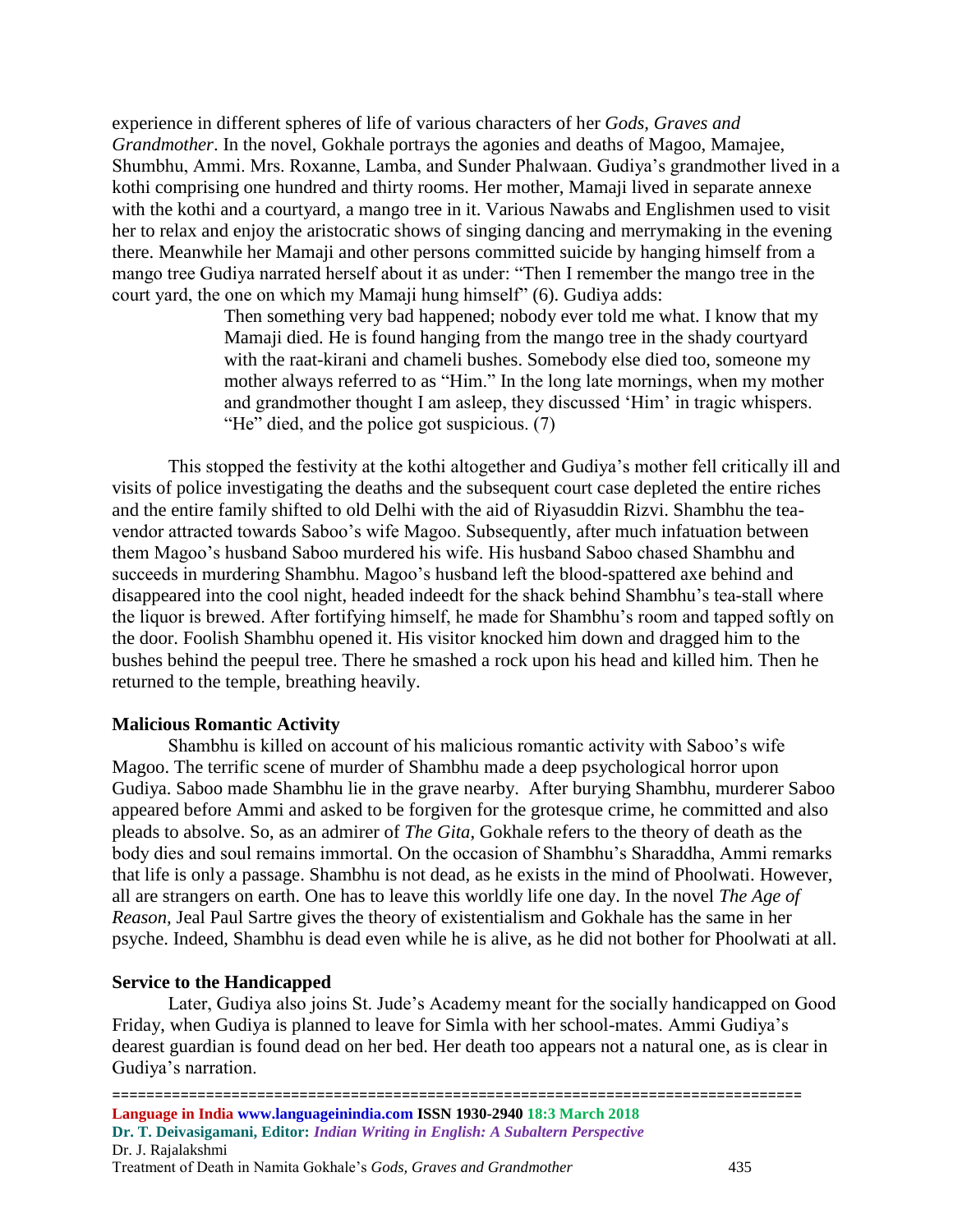experience in different spheres of life of various characters of her *Gods, Graves and Grandmother*. In the novel, Gokhale portrays the agonies and deaths of Magoo, Mamajee, Shumbhu, Ammi. Mrs. Roxanne, Lamba, and Sunder Phalwaan. Gudiya's grandmother lived in a kothi comprising one hundred and thirty rooms. Her mother, Mamaji lived in separate annexe with the kothi and a courtyard, a mango tree in it. Various Nawabs and Englishmen used to visit her to relax and enjoy the aristocratic shows of singing dancing and merrymaking in the evening there. Meanwhile her Mamaji and other persons committed suicide by hanging himself from a mango tree Gudiya narrated herself about it as under: "Then I remember the mango tree in the court yard, the one on which my Mamaji hung himself" (6). Gudiya adds:

> Then something very bad happened; nobody ever told me what. I know that my Mamaji died. He is found hanging from the mango tree in the shady courtyard with the raat-kirani and chameli bushes. Somebody else died too, someone my mother always referred to as "Him." In the long late mornings, when my mother and grandmother thought I am asleep, they discussed 'Him' in tragic whispers. "He" died, and the police got suspicious. (7)

This stopped the festivity at the kothi altogether and Gudiya's mother fell critically ill and visits of police investigating the deaths and the subsequent court case depleted the entire riches and the entire family shifted to old Delhi with the aid of Riyasuddin Rizvi. Shambhu the tea-vendor attracted towards Saboo's wife Magoo. Subsequently, after much infatuation between them Magoo's husband Saboo murdered his wife. His husband Saboo chased Shambhu and succeeds in murdering Shambhu. Magoo's husband left the blood-spattered axe behind and disappeared into the cool night, headed indeedt for the shack behind Shambhu's tea-stall where the liquor is brewed. After fortifying himself, he made for Shambhu's room and tapped softly on the door. Foolish Shambhu opened it. His visitor knocked him down and dragged him to the bushes behind the peepul tree. There he smashed a rock upon his head and killed him. Then he returned to the temple, breathing heavily.

**Malicious Romantic Activity**

Shambhu is killed on account of his malicious romantic activity with Saboo's wife Magoo. The terrific scene of murder of Shambhu made a deep psychological horror upon Gudiya. Saboo made Shambhu lie in the grave nearby. After burying Shambhu, murderer Saboo appeared before Ammi and asked to be forgiven for the grotesque crime, he committed and also pleads to absolve. So, as an admirer of *The Gita*, Gokhale refers to the theory of death as the body dies and soul remains immortal. On the occasion of Shambhu's Sharaddha, Ammi remarks that life is only a passage. Shambhu is not dead, as he exists in the mind of Phoolwati. However, all are strangers on earth. One has to leave this worldly life one day. In the novel *The Age of Reason,* Jeal Paul Sartre gives the theory of existentialism and Gokhale has the same in her psyche. Indeed, Shambhu is dead even while he is alive, as he did not bother for Phoolwati at all.

**Service to the Handicapped**

Later, Gudiya also joins St. Jude's Academy meant for the socially handicapped on Good Friday, when Gudiya is planned to leave for Simla with her school-mates. Ammi Gudiya's dearest guardian is found dead on her bed. Her death too appears not a natural one, as is clear in Gudiya's narration.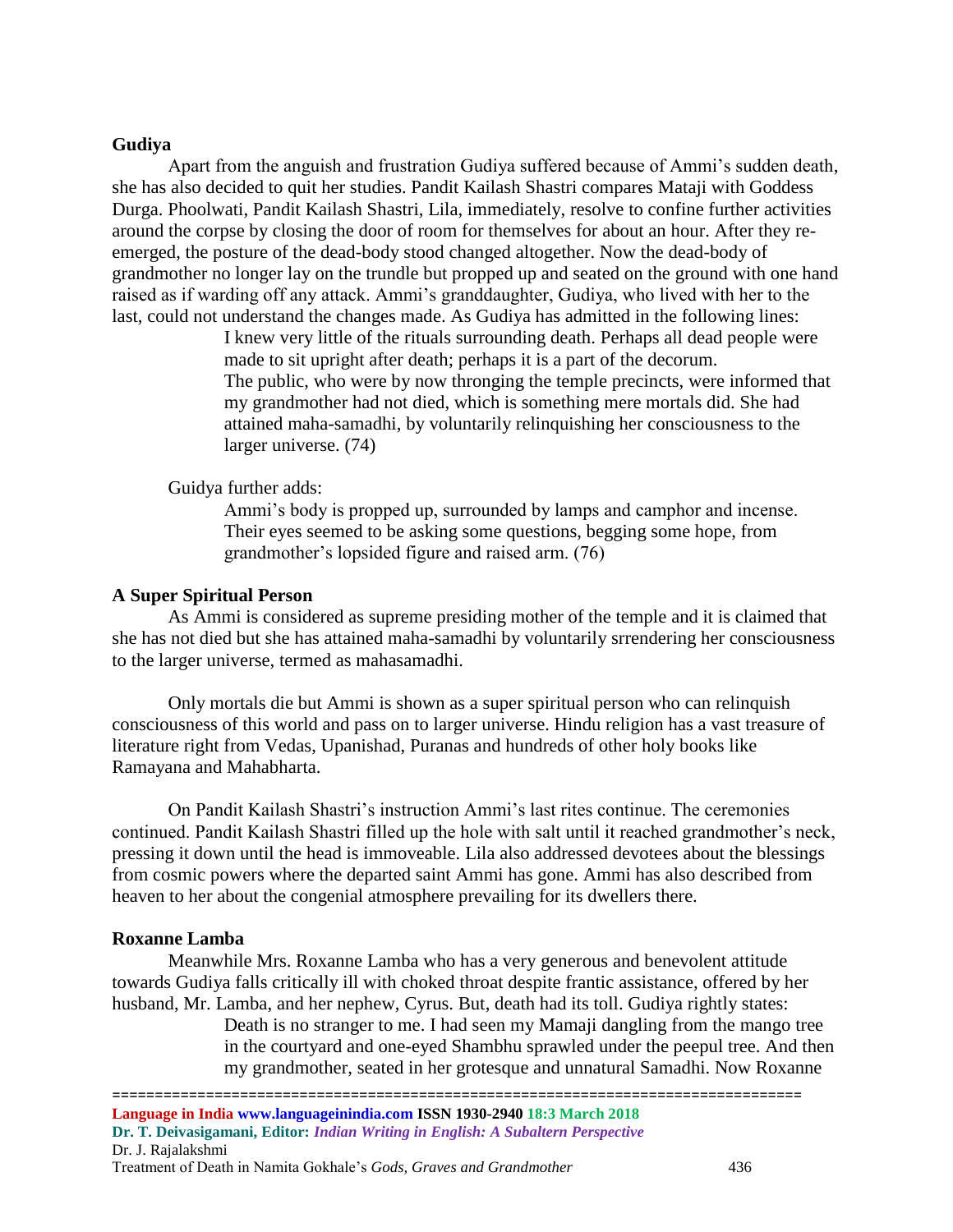**Gudiya**

Apart from the anguish and frustration Gudiya suffered because of Ammi's sudden death, she has also decided to quit her studies. Pandit Kailash Shastri compares Mataji with Goddess Durga. Phoolwati, Pandit Kailash Shastri, Lila, immediately, resolve to confine further activities around the corpse by closing the door of room for themselves for about an hour. After they re-emerged, the posture of the dead-body stood changed altogether. Now the dead-body of grandmother no longer lay on the trundle but propped up and seated on the ground with one hand raised as if warding off any attack. Ammi's granddaughter, Gudiya, who lived with her to the last, could not understand the changes made. As Gudiya has admitted in the following lines:

> I knew very little of the rituals surrounding death. Perhaps all dead people were made to sit upright after death; perhaps it is a part of the decorum.
> The public, who were by now thronging the temple precincts, were informed that my grandmother had not died, which is something mere mortals did. She had attained maha-samadhi, by voluntarily relinquishing her consciousness to the larger universe. (74)

Guidya further adds:

> Ammi's body is propped up, surrounded by lamps and camphor and incense. Their eyes seemed to be asking some questions, begging some hope, from grandmother's lopsided figure and raised arm. (76)

**A Super Spiritual Person**

As Ammi is considered as supreme presiding mother of the temple and it is claimed that she has not died but she has attained maha-samadhi by voluntarily srrendering her consciousness to the larger universe, termed as mahasamadhi.

Only mortals die but Ammi is shown as a super spiritual person who can relinquish consciousness of this world and pass on to larger universe. Hindu religion has a vast treasure of literature right from Vedas, Upanishad, Puranas and hundreds of other holy books like Ramayana and Mahabharta.

On Pandit Kailash Shastri's instruction Ammi's last rites continue. The ceremonies continued. Pandit Kailash Shastri filled up the hole with salt until it reached grandmother's neck, pressing it down until the head is immoveable. Lila also addressed devotees about the blessings from cosmic powers where the departed saint Ammi has gone. Ammi has also described from heaven to her about the congenial atmosphere prevailing for its dwellers there.

**Roxanne Lamba**

Meanwhile Mrs. Roxanne Lamba who has a very generous and benevolent attitude towards Gudiya falls critically ill with choked throat despite frantic assistance, offered by her husband, Mr. Lamba, and her nephew, Cyrus. But, death had its toll. Gudiya rightly states:

> Death is no stranger to me. I had seen my Mamaji dangling from the mango tree in the courtyard and one-eyed Shambhu sprawled under the peepul tree. And then my grandmother, seated in her grotesque and unnatural Samadhi. Now Roxanne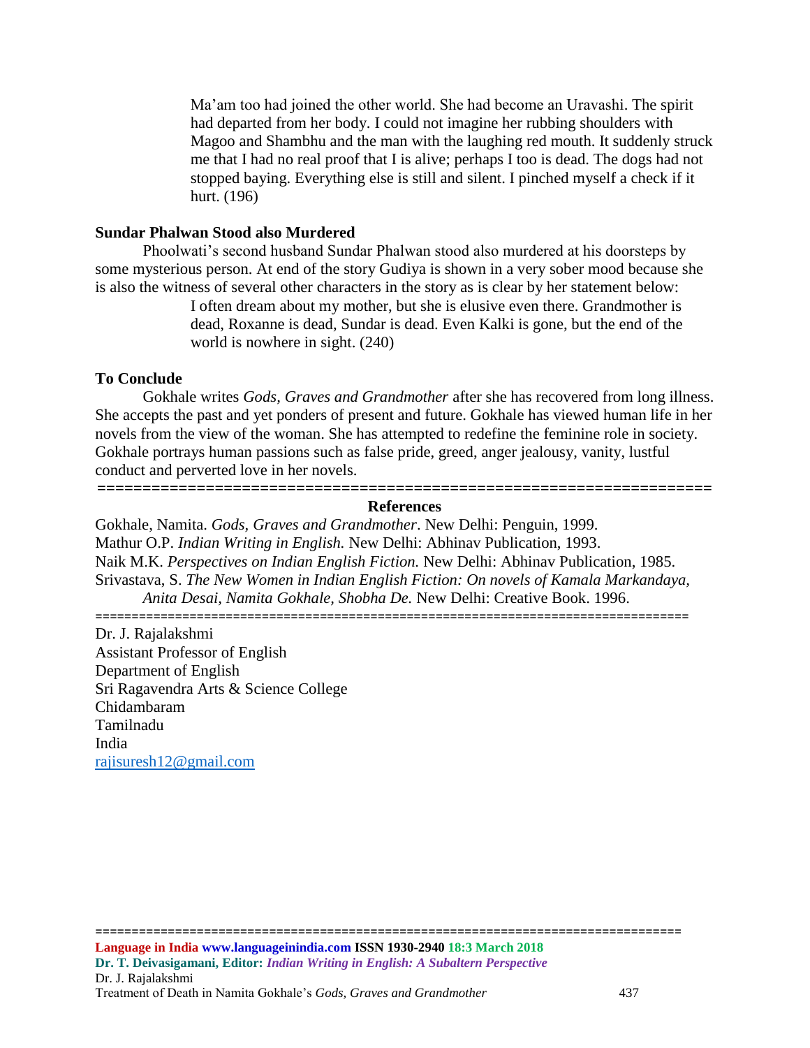> Ma'am too had joined the other world. She had become an Uravashi. The spirit had departed from her body. I could not imagine her rubbing shoulders with Magoo and Shambhu and the man with the laughing red mouth. It suddenly struck me that I had no real proof that I is alive; perhaps I too is dead. The dogs had not stopped baying. Everything else is still and silent. I pinched myself a check if it hurt. (196)

**Sundar Phalwan Stood also Murdered**

Phoolwati's second husband Sundar Phalwan stood also murdered at his doorsteps by some mysterious person. At end of the story Gudiya is shown in a very sober mood because she is also the witness of several other characters in the story as is clear by her statement below:

> I often dream about my mother, but she is elusive even there. Grandmother is dead, Roxanne is dead, Sundar is dead. Even Kalki is gone, but the end of the world is nowhere in sight. (240)

**To Conclude**

Gokhale writes *Gods, Graves and Grandmother* after she has recovered from long illness. She accepts the past and yet ponders of present and future. Gokhale has viewed human life in her novels from the view of the woman. She has attempted to redefine the feminine role in society. Gokhale portrays human passions such as false pride, greed, anger jealousy, vanity, lustful conduct and perverted love in her novels.

====================================================================

**References**

Gokhale, Namita. *Gods, Graves and Grandmother*. New Delhi: Penguin, 1999.

Mathur O.P. *Indian Writing in English.* New Delhi: Abhinav Publication, 1993.

Naik M.K. *Perspectives on Indian English Fiction.* New Delhi: Abhinav Publication, 1985.

Srivastava, S. *The New Women in Indian English Fiction: On novels of Kamala Markandaya, Anita Desai, Namita Gokhale, Shobha De.* New Delhi: Creative Book. 1996.

================================================================================

Dr. J. Rajalakshmi
Assistant Professor of English
Department of English
Sri Ragavendra Arts & Science College
Chidambaram
Tamilnadu
India
rajisuresh12@gmail.com